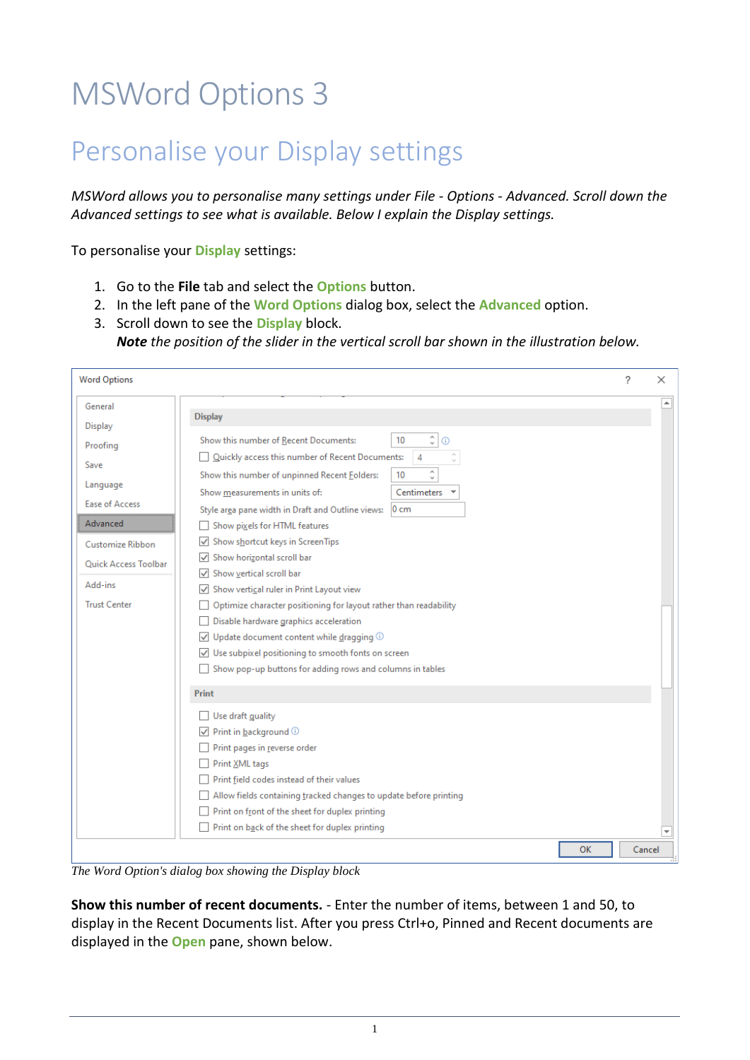# MSWord Options 3

## Personalise your Display settings

*MSWord allows you to personalise many settings under File - Options - Advanced. Scroll down the Advanced settings to see what is available. Below I explain the Display settings.*

To personalise your **Display** settings:

1. Go to the **File** tab and select the **Options** button.
2. In the left pane of the **Word Options** dialog box, select the **Advanced** option.
3. Scroll down to see the **Display** block.
   ***Note*** *the position of the slider in the vertical scroll bar shown in the illustration below.*

*The Word Option's dialog box showing the Display block*

**Show this number of recent documents.** - Enter the number of items, between 1 and 50, to display in the Recent Documents list. After you press Ctrl+o, Pinned and Recent documents are displayed in the **Open** pane, shown below.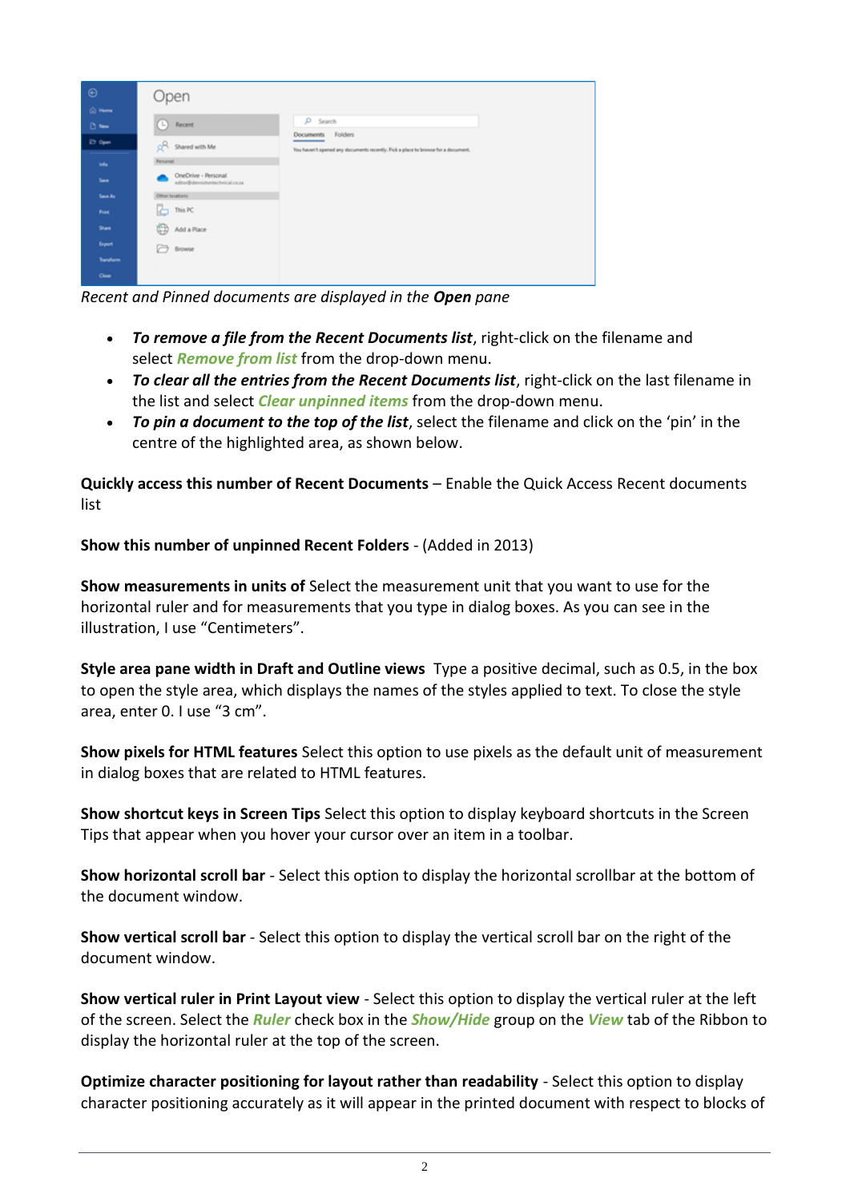*Recent and Pinned documents are displayed in the* ***Open*** *pane*

- ***To remove a file from the Recent Documents list***, right-click on the filename and select ***Remove from list*** from the drop-down menu.
- ***To clear all the entries from the Recent Documents list***, right-click on the last filename in the list and select ***Clear unpinned items*** from the drop-down menu.
- ***To pin a document to the top of the list***, select the filename and click on the 'pin' in the centre of the highlighted area, as shown below.

**Quickly access this number of Recent Documents** – Enable the Quick Access Recent documents list

**Show this number of unpinned Recent Folders** - (Added in 2013)

**Show measurements in units of** Select the measurement unit that you want to use for the horizontal ruler and for measurements that you type in dialog boxes. As you can see in the illustration, I use "Centimeters".

**Style area pane width in Draft and Outline views** Type a positive decimal, such as 0.5, in the box to open the style area, which displays the names of the styles applied to text. To close the style area, enter 0. I use "3 cm".

**Show pixels for HTML features** Select this option to use pixels as the default unit of measurement in dialog boxes that are related to HTML features.

**Show shortcut keys in Screen Tips** Select this option to display keyboard shortcuts in the Screen Tips that appear when you hover your cursor over an item in a toolbar.

**Show horizontal scroll bar** - Select this option to display the horizontal scrollbar at the bottom of the document window.

**Show vertical scroll bar** - Select this option to display the vertical scroll bar on the right of the document window.

**Show vertical ruler in Print Layout view** - Select this option to display the vertical ruler at the left of the screen. Select the ***Ruler*** check box in the ***Show/Hide*** group on the ***View*** tab of the Ribbon to display the horizontal ruler at the top of the screen.

**Optimize character positioning for layout rather than readability** - Select this option to display character positioning accurately as it will appear in the printed document with respect to blocks of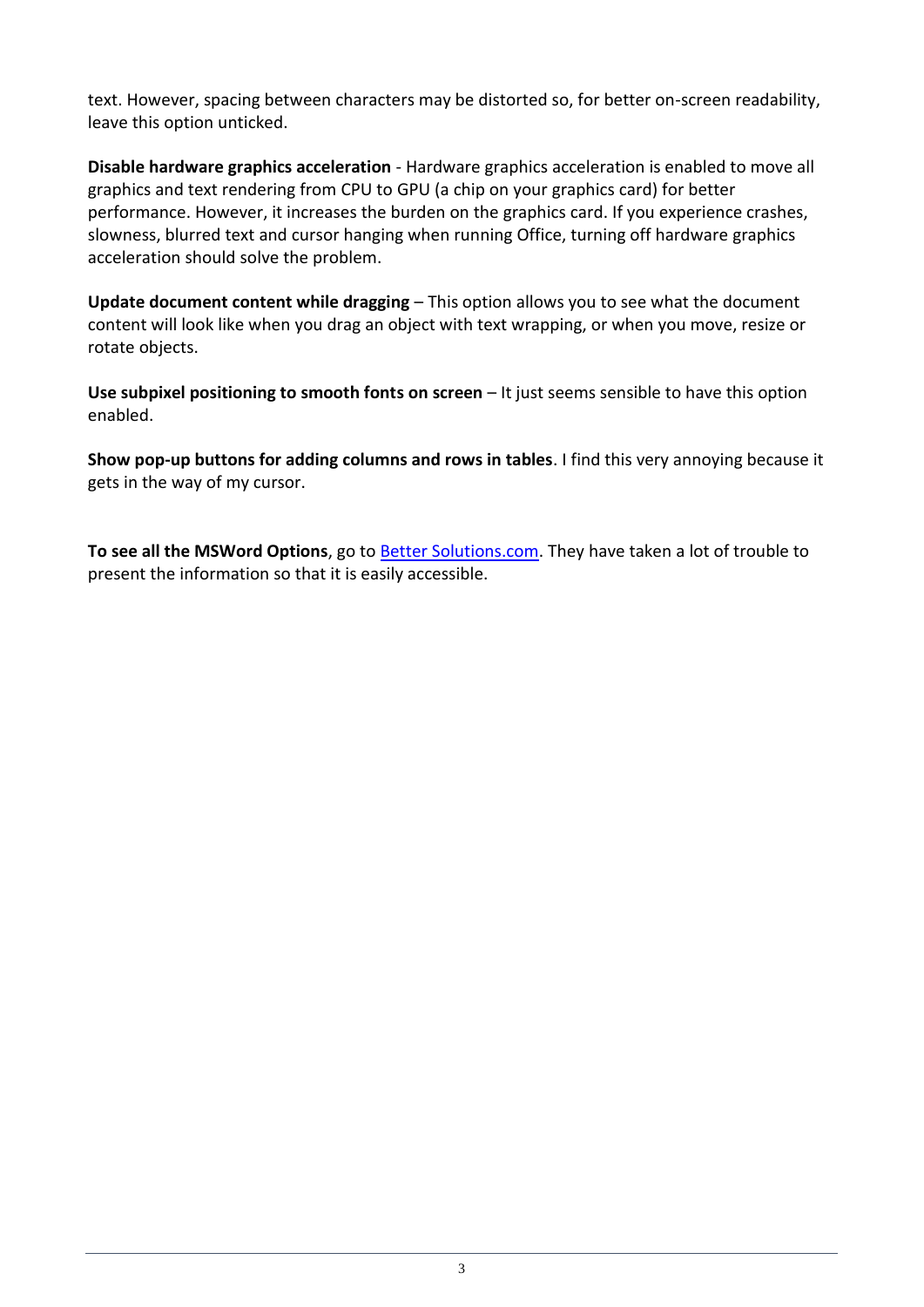text. However, spacing between characters may be distorted so, for better on-screen readability, leave this option unticked.

**Disable hardware graphics acceleration** - Hardware graphics acceleration is enabled to move all graphics and text rendering from CPU to GPU (a chip on your graphics card) for better performance. However, it increases the burden on the graphics card. If you experience crashes, slowness, blurred text and cursor hanging when running Office, turning off hardware graphics acceleration should solve the problem.

**Update document content while dragging** – This option allows you to see what the document content will look like when you drag an object with text wrapping, or when you move, resize or rotate objects.

**Use subpixel positioning to smooth fonts on screen** – It just seems sensible to have this option enabled.

**Show pop-up buttons for adding columns and rows in tables**. I find this very annoying because it gets in the way of my cursor.

**To see all the MSWord Options**, go to Better Solutions.com. They have taken a lot of trouble to present the information so that it is easily accessible.